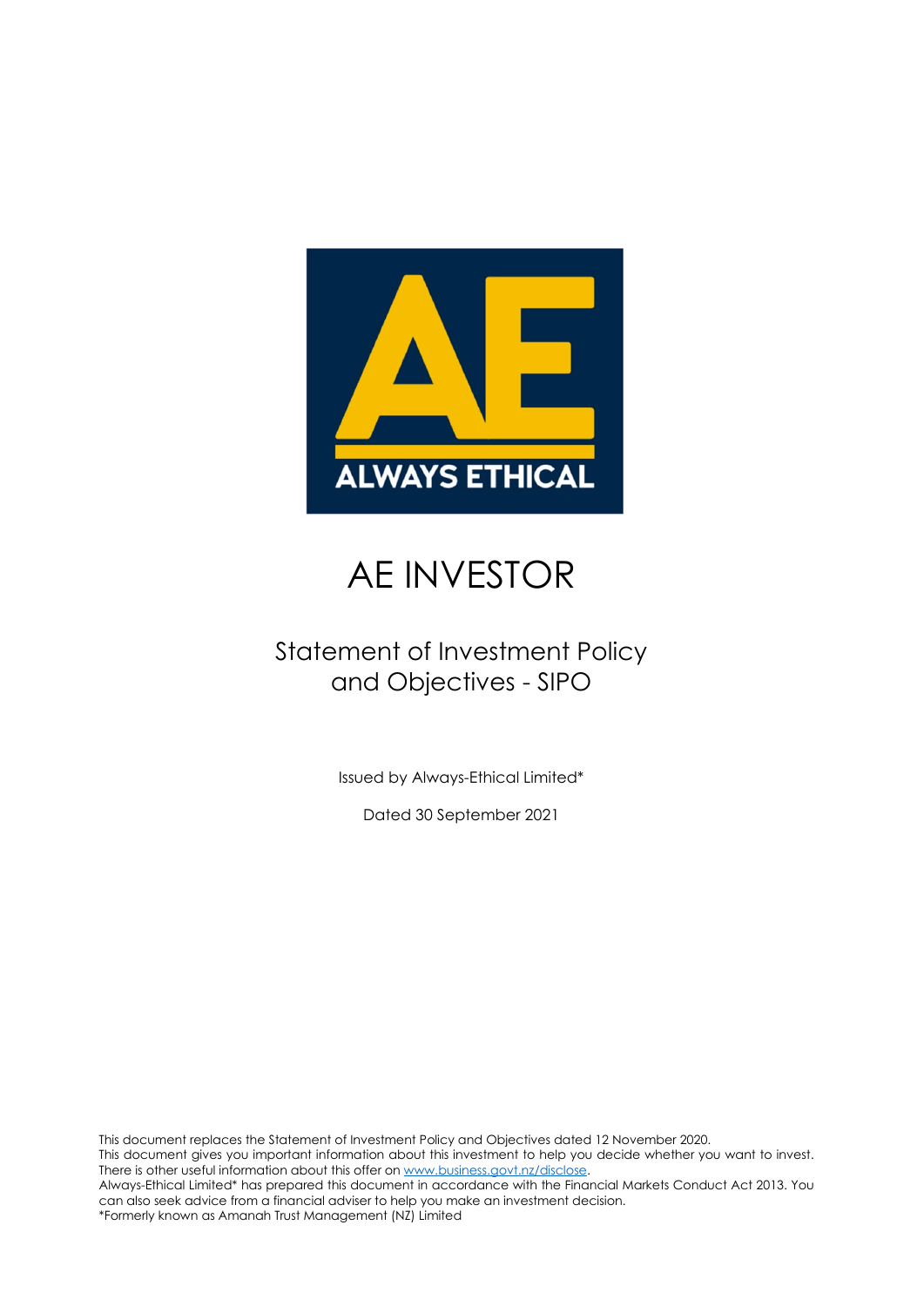# AE INVESTOR

## Statement of Investment Policy and Objectives - SIPO

Issued by Always-Ethical Limited*

Dated 30 September 2021

This document replaces the Statement of Investment Policy and Objectives dated 12 November 2020.
This document gives you important information about this investment to help you decide whether you want to invest. There is other useful information about this offer on [www.business.govt.nz/disclose](www.business.govt.nz/disclose).
Always-Ethical Limited* has prepared this document in accordance with the Financial Markets Conduct Act 2013. You can also seek advice from a financial adviser to help you make an investment decision.
*Formerly known as Amanah Trust Management (NZ) Limited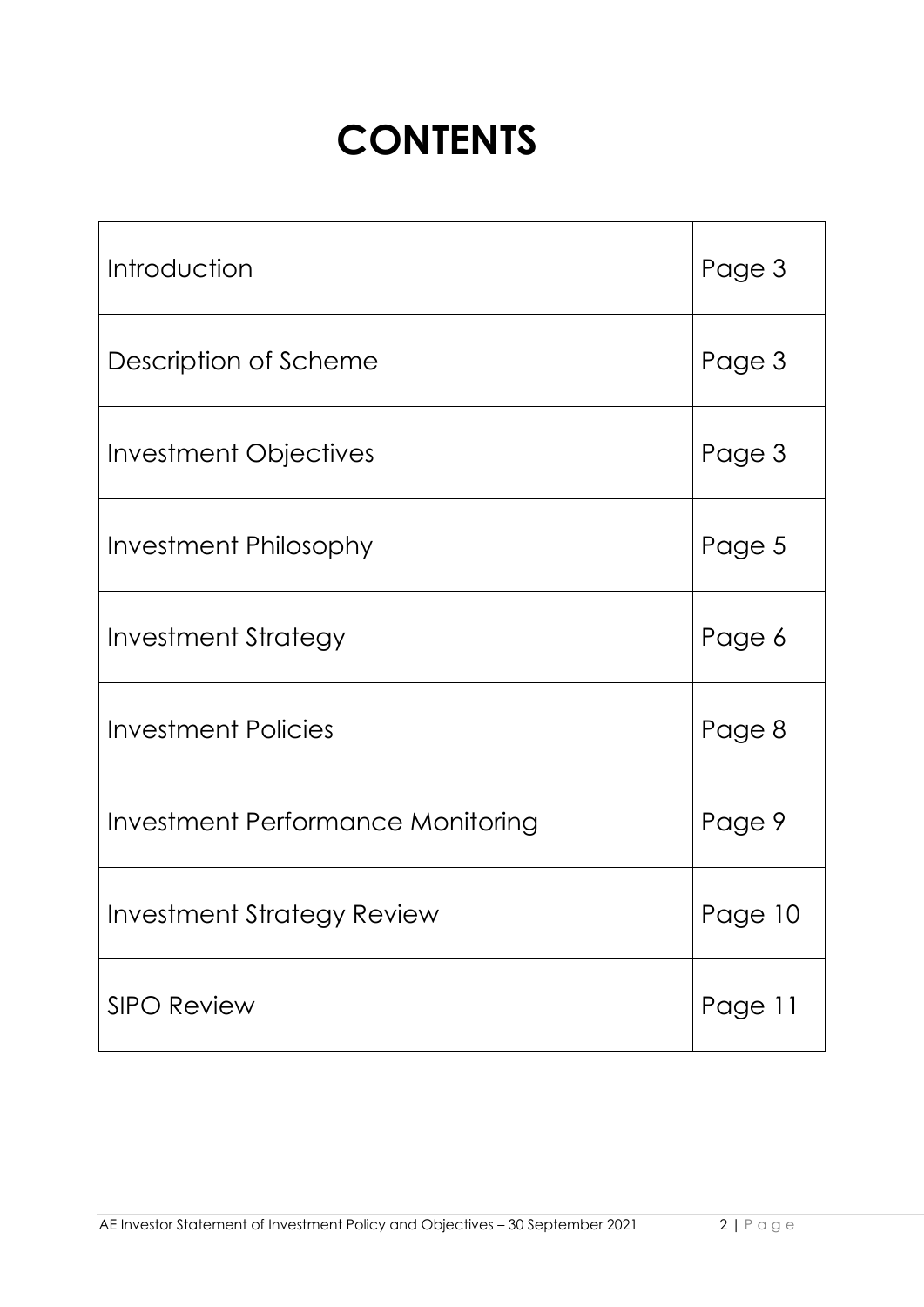# CONTENTS

| | |
|---|---|
| Introduction | Page 3 |
| Description of Scheme | Page 3 |
| Investment Objectives | Page 3 |
| Investment Philosophy | Page 5 |
| Investment Strategy | Page 6 |
| Investment Policies | Page 8 |
| Investment Performance Monitoring | Page 9 |
| Investment Strategy Review | Page 10 |
| SIPO Review | Page 11 |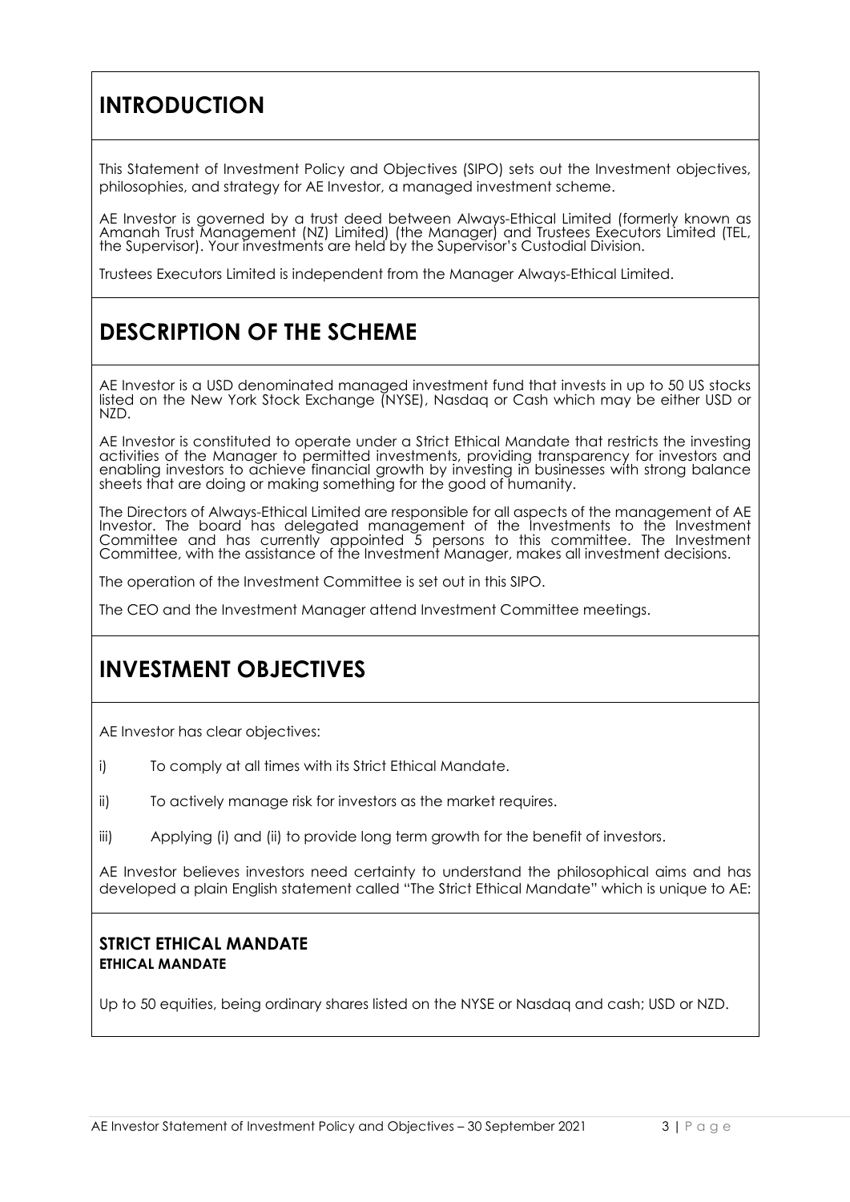# INTRODUCTION

This Statement of Investment Policy and Objectives (SIPO) sets out the Investment objectives, philosophies, and strategy for AE Investor, a managed investment scheme.

AE Investor is governed by a trust deed between Always-Ethical Limited (formerly known as Amanah Trust Management (NZ) Limited) (the Manager) and Trustees Executors Limited (TEL, the Supervisor). Your investments are held by the Supervisor's Custodial Division.

Trustees Executors Limited is independent from the Manager Always-Ethical Limited.

# DESCRIPTION OF THE SCHEME

AE Investor is a USD denominated managed investment fund that invests in up to 50 US stocks listed on the New York Stock Exchange (NYSE), Nasdaq or Cash which may be either USD or NZD.

AE Investor is constituted to operate under a Strict Ethical Mandate that restricts the investing activities of the Manager to permitted investments, providing transparency for investors and enabling investors to achieve financial growth by investing in businesses with strong balance sheets that are doing or making something for the good of humanity.

The Directors of Always-Ethical Limited are responsible for all aspects of the management of AE Investor. The board has delegated management of the Investments to the Investment Committee and has currently appointed 5 persons to this committee. The Investment Committee, with the assistance of the Investment Manager, makes all investment decisions.

The operation of the Investment Committee is set out in this SIPO.

The CEO and the Investment Manager attend Investment Committee meetings.

# INVESTMENT OBJECTIVES

AE Investor has clear objectives:

i) To comply at all times with its Strict Ethical Mandate.

ii) To actively manage risk for investors as the market requires.

iii) Applying (i) and (ii) to provide long term growth for the benefit of investors.

AE Investor believes investors need certainty to understand the philosophical aims and has developed a plain English statement called "The Strict Ethical Mandate" which is unique to AE:

### STRICT ETHICAL MANDATE

**ETHICAL MANDATE**

Up to 50 equities, being ordinary shares listed on the NYSE or Nasdaq and cash; USD or NZD.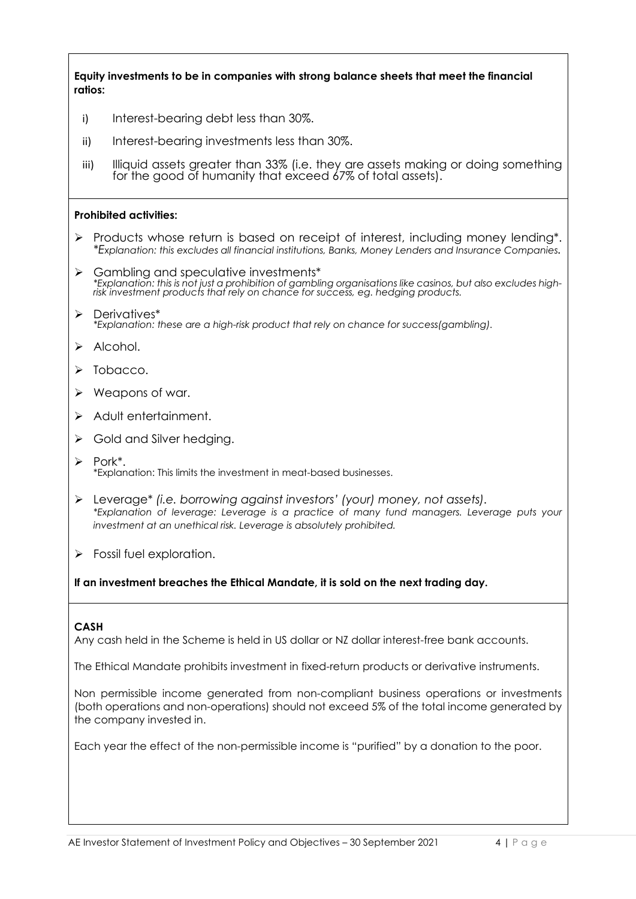**Equity investments to be in companies with strong balance sheets that meet the financial ratios:**

i) Interest-bearing debt less than 30%.

ii) Interest-bearing investments less than 30%.

iii) Illiquid assets greater than 33% (i.e. they are assets making or doing something for the good of humanity that exceed 67% of total assets).

**Prohibited activities:**

- Products whose return is based on receipt of interest, including money lending*. *\*Explanation: this excludes all financial institutions, Banks, Money Lenders and Insurance Companies.*
- Gambling and speculative investments*
  *\*Explanation: this is not just a prohibition of gambling organisations like casinos, but also excludes high-risk investment products that rely on chance for success, eg. hedging products.*
- Derivatives*
  *\*Explanation: these are a high-risk product that rely on chance for success(gambling).*
- Alcohol.
- Tobacco.
- Weapons of war.
- Adult entertainment.
- Gold and Silver hedging.
- Pork*.
  *Explanation: This limits the investment in meat-based businesses.
- Leverage* *(i.e. borrowing against investors' (your) money, not assets).*
  *\*Explanation of leverage: Leverage is a practice of many fund managers. Leverage puts your investment at an unethical risk. Leverage is absolutely prohibited.*
- Fossil fuel exploration.

**If an investment breaches the Ethical Mandate, it is sold on the next trading day.**

**CASH**

Any cash held in the Scheme is held in US dollar or NZ dollar interest-free bank accounts.

The Ethical Mandate prohibits investment in fixed-return products or derivative instruments.

Non permissible income generated from non-compliant business operations or investments (both operations and non-operations) should not exceed 5% of the total income generated by the company invested in.

Each year the effect of the non-permissible income is "purified" by a donation to the poor.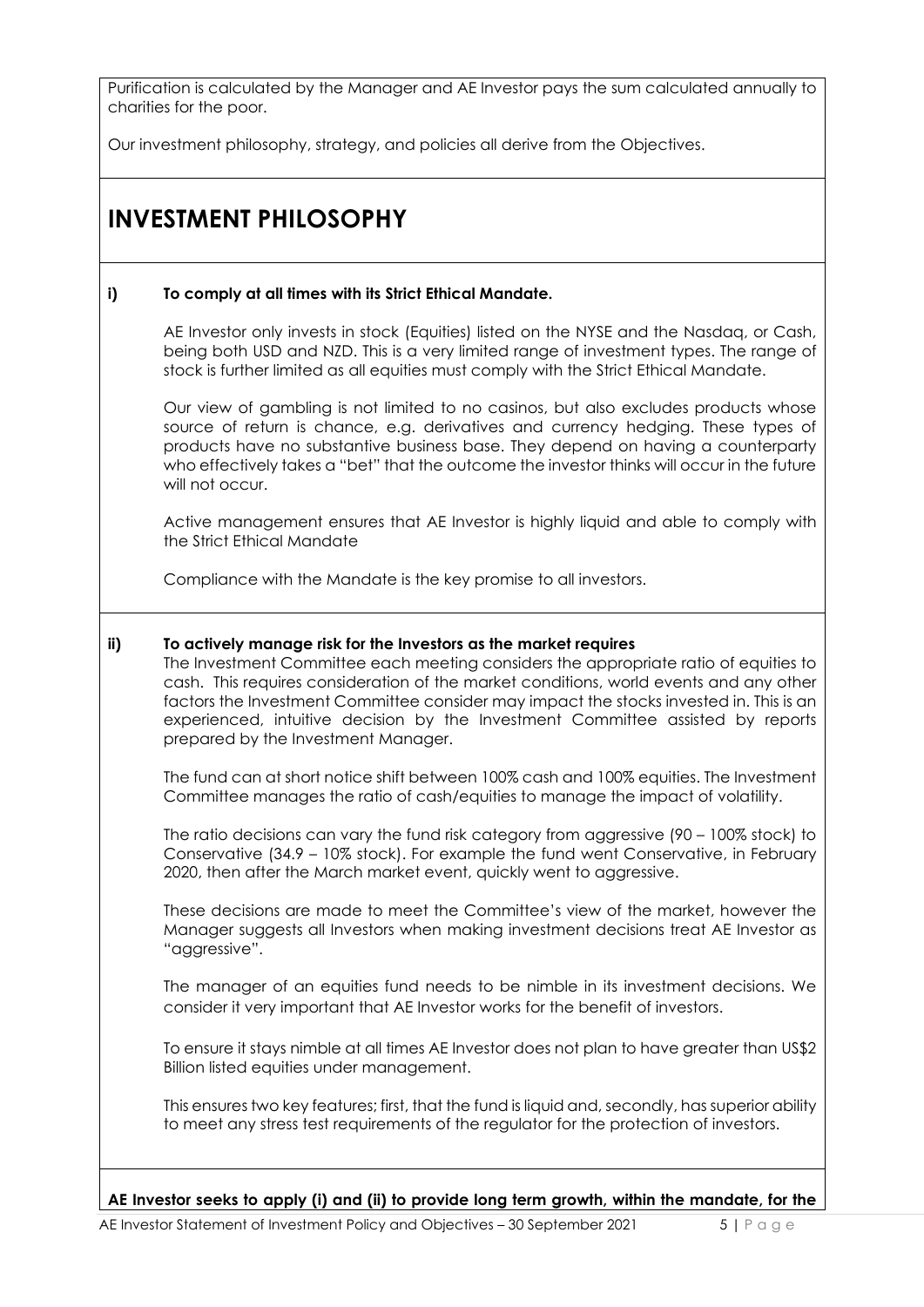Purification is calculated by the Manager and AE Investor pays the sum calculated annually to charities for the poor.

Our investment philosophy, strategy, and policies all derive from the Objectives.

# INVESTMENT PHILOSOPHY

**i) To comply at all times with its Strict Ethical Mandate.**

AE Investor only invests in stock (Equities) listed on the NYSE and the Nasdaq, or Cash, being both USD and NZD. This is a very limited range of investment types. The range of stock is further limited as all equities must comply with the Strict Ethical Mandate.

Our view of gambling is not limited to no casinos, but also excludes products whose source of return is chance, e.g. derivatives and currency hedging. These types of products have no substantive business base. They depend on having a counterparty who effectively takes a "bet" that the outcome the investor thinks will occur in the future will not occur.

Active management ensures that AE Investor is highly liquid and able to comply with the Strict Ethical Mandate

Compliance with the Mandate is the key promise to all investors.

**ii) To actively manage risk for the Investors as the market requires**

The Investment Committee each meeting considers the appropriate ratio of equities to cash. This requires consideration of the market conditions, world events and any other factors the Investment Committee consider may impact the stocks invested in. This is an experienced, intuitive decision by the Investment Committee assisted by reports prepared by the Investment Manager.

The fund can at short notice shift between 100% cash and 100% equities. The Investment Committee manages the ratio of cash/equities to manage the impact of volatility.

The ratio decisions can vary the fund risk category from aggressive (90 – 100% stock) to Conservative (34.9 – 10% stock). For example the fund went Conservative, in February 2020, then after the March market event, quickly went to aggressive.

These decisions are made to meet the Committee's view of the market, however the Manager suggests all Investors when making investment decisions treat AE Investor as "aggressive".

The manager of an equities fund needs to be nimble in its investment decisions. We consider it very important that AE Investor works for the benefit of investors.

To ensure it stays nimble at all times AE Investor does not plan to have greater than US$2 Billion listed equities under management.

This ensures two key features; first, that the fund is liquid and, secondly, has superior ability to meet any stress test requirements of the regulator for the protection of investors.

**AE Investor seeks to apply (i) and (ii) to provide long term growth, within the mandate, for the**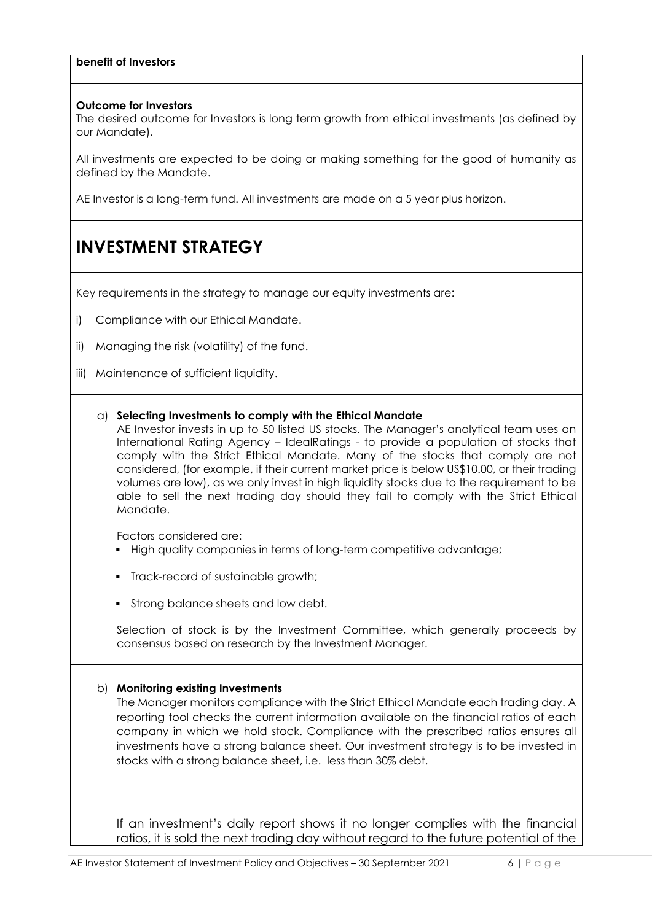**benefit of Investors**

**Outcome for Investors**

The desired outcome for Investors is long term growth from ethical investments (as defined by our Mandate).

All investments are expected to be doing or making something for the good of humanity as defined by the Mandate.

AE Investor is a long-term fund. All investments are made on a 5 year plus horizon.

# INVESTMENT STRATEGY

Key requirements in the strategy to manage our equity investments are:

i) Compliance with our Ethical Mandate.

ii) Managing the risk (volatility) of the fund.

iii) Maintenance of sufficient liquidity.

a) **Selecting Investments to comply with the Ethical Mandate**

AE Investor invests in up to 50 listed US stocks. The Manager's analytical team uses an International Rating Agency – IdealRatings - to provide a population of stocks that comply with the Strict Ethical Mandate. Many of the stocks that comply are not considered, (for example, if their current market price is below US$10.00, or their trading volumes are low), as we only invest in high liquidity stocks due to the requirement to be able to sell the next trading day should they fail to comply with the Strict Ethical Mandate.

Factors considered are:

- High quality companies in terms of long-term competitive advantage;
- Track-record of sustainable growth;
- Strong balance sheets and low debt.

Selection of stock is by the Investment Committee, which generally proceeds by consensus based on research by the Investment Manager.

b) **Monitoring existing Investments**

The Manager monitors compliance with the Strict Ethical Mandate each trading day. A reporting tool checks the current information available on the financial ratios of each company in which we hold stock. Compliance with the prescribed ratios ensures all investments have a strong balance sheet. Our investment strategy is to be invested in stocks with a strong balance sheet, i.e. less than 30% debt.

If an investment's daily report shows it no longer complies with the financial ratios, it is sold the next trading day without regard to the future potential of the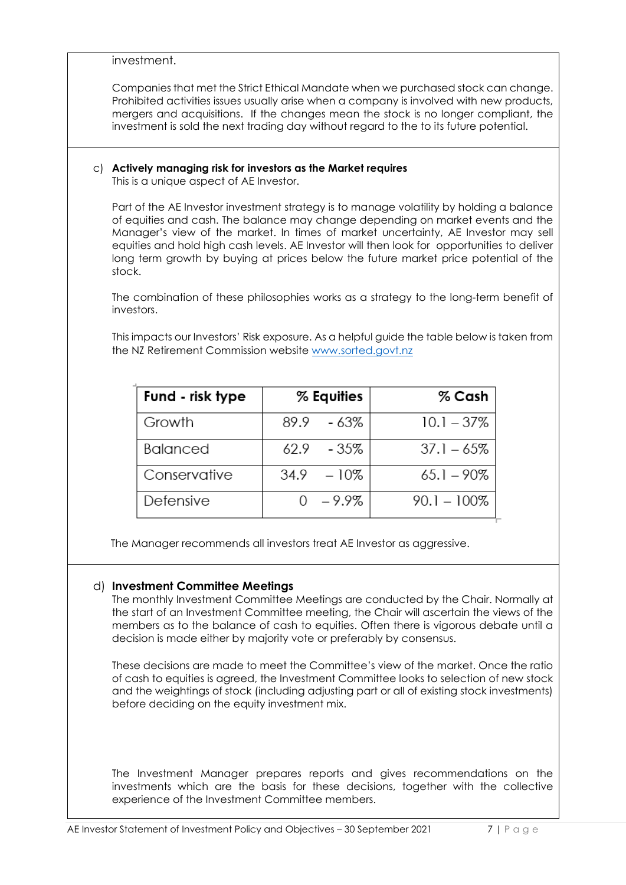investment.

Companies that met the Strict Ethical Mandate when we purchased stock can change. Prohibited activities issues usually arise when a company is involved with new products, mergers and acquisitions. If the changes mean the stock is no longer compliant, the investment is sold the next trading day without regard to the to its future potential.

c) **Actively managing risk for investors as the Market requires**
This is a unique aspect of AE Investor.

Part of the AE Investor investment strategy is to manage volatility by holding a balance of equities and cash. The balance may change depending on market events and the Manager's view of the market. In times of market uncertainty, AE Investor may sell equities and hold high cash levels. AE Investor will then look for opportunities to deliver long term growth by buying at prices below the future market price potential of the stock.

The combination of these philosophies works as a strategy to the long-term benefit of investors.

This impacts our Investors' Risk exposure. As a helpful guide the table below is taken from the NZ Retirement Commission website www.sorted.govt.nz

| **Fund - risk type** | **% Equities** | **% Cash** |
|---|---|---|
| Growth | 89.9 - 63% | 10.1 – 37% |
| Balanced | 62.9 - 35% | 37.1 – 65% |
| Conservative | 34.9 – 10% | 65.1 – 90% |
| Defensive | 0 – 9.9% | 90.1 – 100% |

The Manager recommends all investors treat AE Investor as aggressive.

d) **Investment Committee Meetings**
The monthly Investment Committee Meetings are conducted by the Chair. Normally at the start of an Investment Committee meeting, the Chair will ascertain the views of the members as to the balance of cash to equities. Often there is vigorous debate until a decision is made either by majority vote or preferably by consensus.

These decisions are made to meet the Committee's view of the market. Once the ratio of cash to equities is agreed, the Investment Committee looks to selection of new stock and the weightings of stock (including adjusting part or all of existing stock investments) before deciding on the equity investment mix.

The Investment Manager prepares reports and gives recommendations on the investments which are the basis for these decisions, together with the collective experience of the Investment Committee members.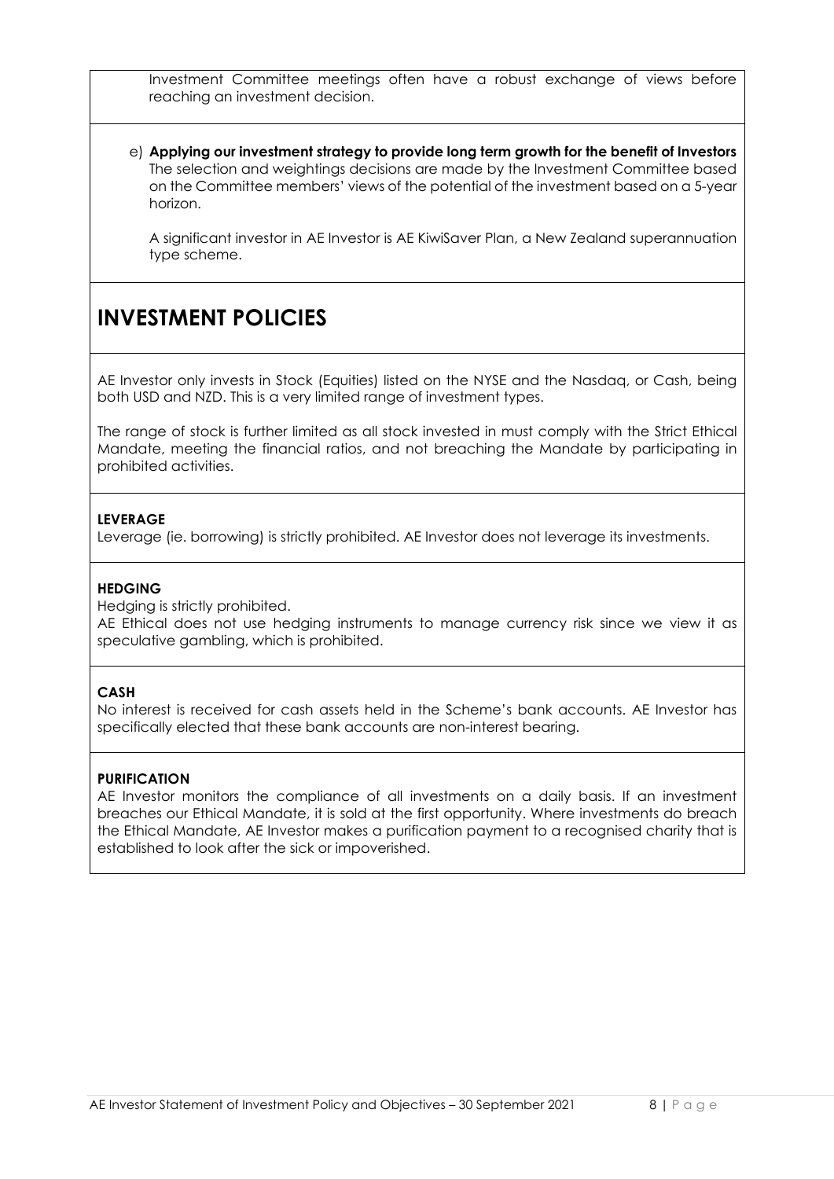Investment Committee meetings often have a robust exchange of views before reaching an investment decision.

e) **Applying our investment strategy to provide long term growth for the benefit of Investors**
The selection and weightings decisions are made by the Investment Committee based on the Committee members' views of the potential of the investment based on a 5-year horizon.

A significant investor in AE Investor is AE KiwiSaver Plan, a New Zealand superannuation type scheme.

# INVESTMENT POLICIES

AE Investor only invests in Stock (Equities) listed on the NYSE and the Nasdaq, or Cash, being both USD and NZD. This is a very limited range of investment types.

The range of stock is further limited as all stock invested in must comply with the Strict Ethical Mandate, meeting the financial ratios, and not breaching the Mandate by participating in prohibited activities.

**LEVERAGE**

Leverage (ie. borrowing) is strictly prohibited. AE Investor does not leverage its investments.

**HEDGING**

Hedging is strictly prohibited.

AE Ethical does not use hedging instruments to manage currency risk since we view it as speculative gambling, which is prohibited.

**CASH**

No interest is received for cash assets held in the Scheme's bank accounts. AE Investor has specifically elected that these bank accounts are non-interest bearing.

**PURIFICATION**

AE Investor monitors the compliance of all investments on a daily basis. If an investment breaches our Ethical Mandate, it is sold at the first opportunity. Where investments do breach the Ethical Mandate, AE Investor makes a purification payment to a recognised charity that is established to look after the sick or impoverished.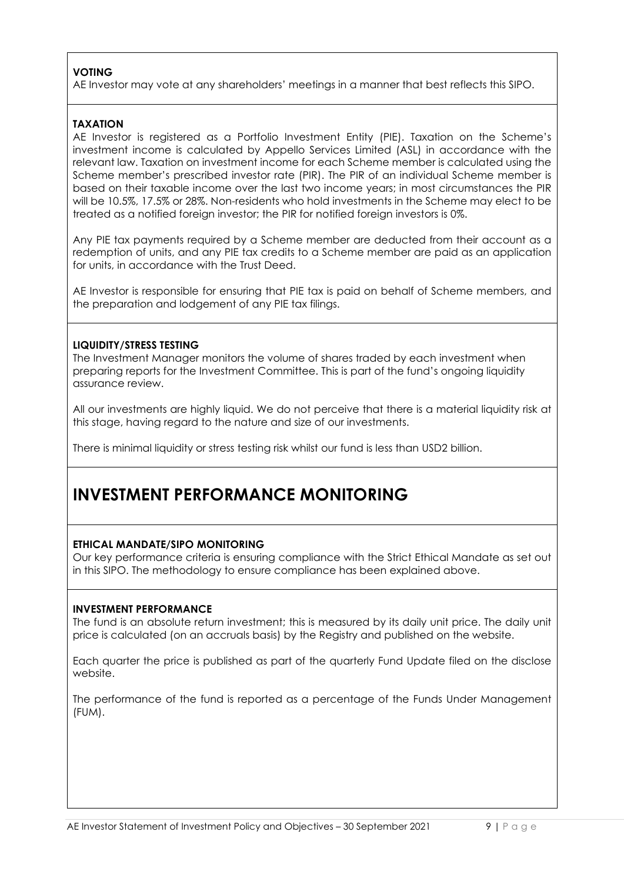**VOTING**

AE Investor may vote at any shareholders' meetings in a manner that best reflects this SIPO.

**TAXATION**

AE Investor is registered as a Portfolio Investment Entity (PIE). Taxation on the Scheme's investment income is calculated by Appello Services Limited (ASL) in accordance with the relevant law. Taxation on investment income for each Scheme member is calculated using the Scheme member's prescribed investor rate (PIR). The PIR of an individual Scheme member is based on their taxable income over the last two income years; in most circumstances the PIR will be 10.5%, 17.5% or 28%. Non-residents who hold investments in the Scheme may elect to be treated as a notified foreign investor; the PIR for notified foreign investors is 0%.

Any PIE tax payments required by a Scheme member are deducted from their account as a redemption of units, and any PIE tax credits to a Scheme member are paid as an application for units, in accordance with the Trust Deed.

AE Investor is responsible for ensuring that PIE tax is paid on behalf of Scheme members, and the preparation and lodgement of any PIE tax filings.

**LIQUIDITY/STRESS TESTING**

The Investment Manager monitors the volume of shares traded by each investment when preparing reports for the Investment Committee. This is part of the fund's ongoing liquidity assurance review.

All our investments are highly liquid. We do not perceive that there is a material liquidity risk at this stage, having regard to the nature and size of our investments.

There is minimal liquidity or stress testing risk whilst our fund is less than USD2 billion.

# INVESTMENT PERFORMANCE MONITORING

**ETHICAL MANDATE/SIPO MONITORING**

Our key performance criteria is ensuring compliance with the Strict Ethical Mandate as set out in this SIPO. The methodology to ensure compliance has been explained above.

**INVESTMENT PERFORMANCE**

The fund is an absolute return investment; this is measured by its daily unit price. The daily unit price is calculated (on an accruals basis) by the Registry and published on the website.

Each quarter the price is published as part of the quarterly Fund Update filed on the disclose website.

The performance of the fund is reported as a percentage of the Funds Under Management (FUM).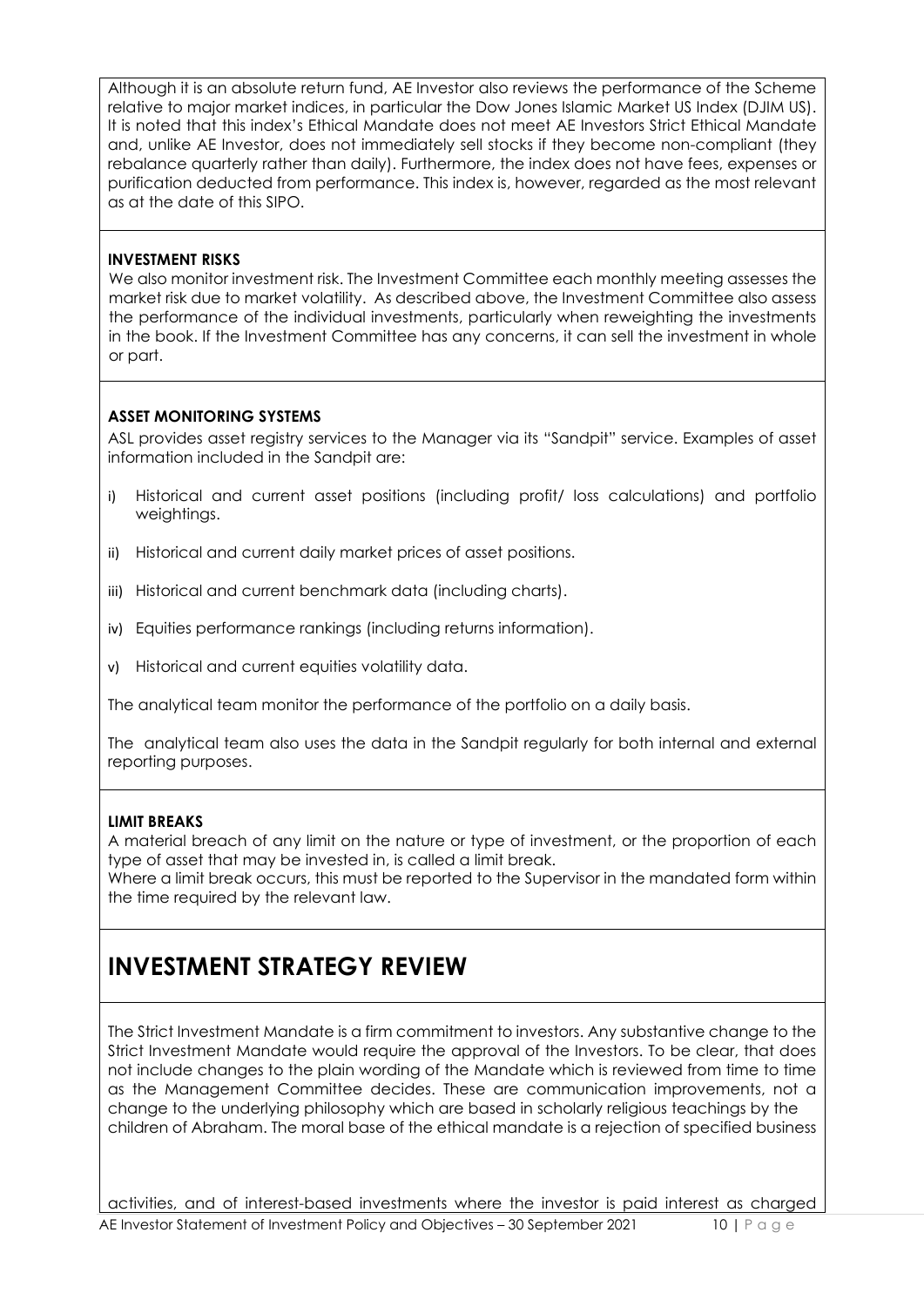Although it is an absolute return fund, AE Investor also reviews the performance of the Scheme relative to major market indices, in particular the Dow Jones Islamic Market US Index (DJIM US). It is noted that this index's Ethical Mandate does not meet AE Investors Strict Ethical Mandate and, unlike AE Investor, does not immediately sell stocks if they become non-compliant (they rebalance quarterly rather than daily). Furthermore, the index does not have fees, expenses or purification deducted from performance. This index is, however, regarded as the most relevant as at the date of this SIPO.

**INVESTMENT RISKS**

We also monitor investment risk. The Investment Committee each monthly meeting assesses the market risk due to market volatility. As described above, the Investment Committee also assess the performance of the individual investments, particularly when reweighting the investments in the book. If the Investment Committee has any concerns, it can sell the investment in whole or part.

**ASSET MONITORING SYSTEMS**

ASL provides asset registry services to the Manager via its "Sandpit" service. Examples of asset information included in the Sandpit are:

i) Historical and current asset positions (including profit/ loss calculations) and portfolio weightings.

ii) Historical and current daily market prices of asset positions.

iii) Historical and current benchmark data (including charts).

iv) Equities performance rankings (including returns information).

v) Historical and current equities volatility data.

The analytical team monitor the performance of the portfolio on a daily basis.

The analytical team also uses the data in the Sandpit regularly for both internal and external reporting purposes.

**LIMIT BREAKS**

A material breach of any limit on the nature or type of investment, or the proportion of each type of asset that may be invested in, is called a limit break.

Where a limit break occurs, this must be reported to the Supervisor in the mandated form within the time required by the relevant law.

# INVESTMENT STRATEGY REVIEW

The Strict Investment Mandate is a firm commitment to investors. Any substantive change to the Strict Investment Mandate would require the approval of the Investors. To be clear, that does not include changes to the plain wording of the Mandate which is reviewed from time to time as the Management Committee decides. These are communication improvements, not a change to the underlying philosophy which are based in scholarly religious teachings by the children of Abraham. The moral base of the ethical mandate is a rejection of specified business activities, and of interest-based investments where the investor is paid interest as charged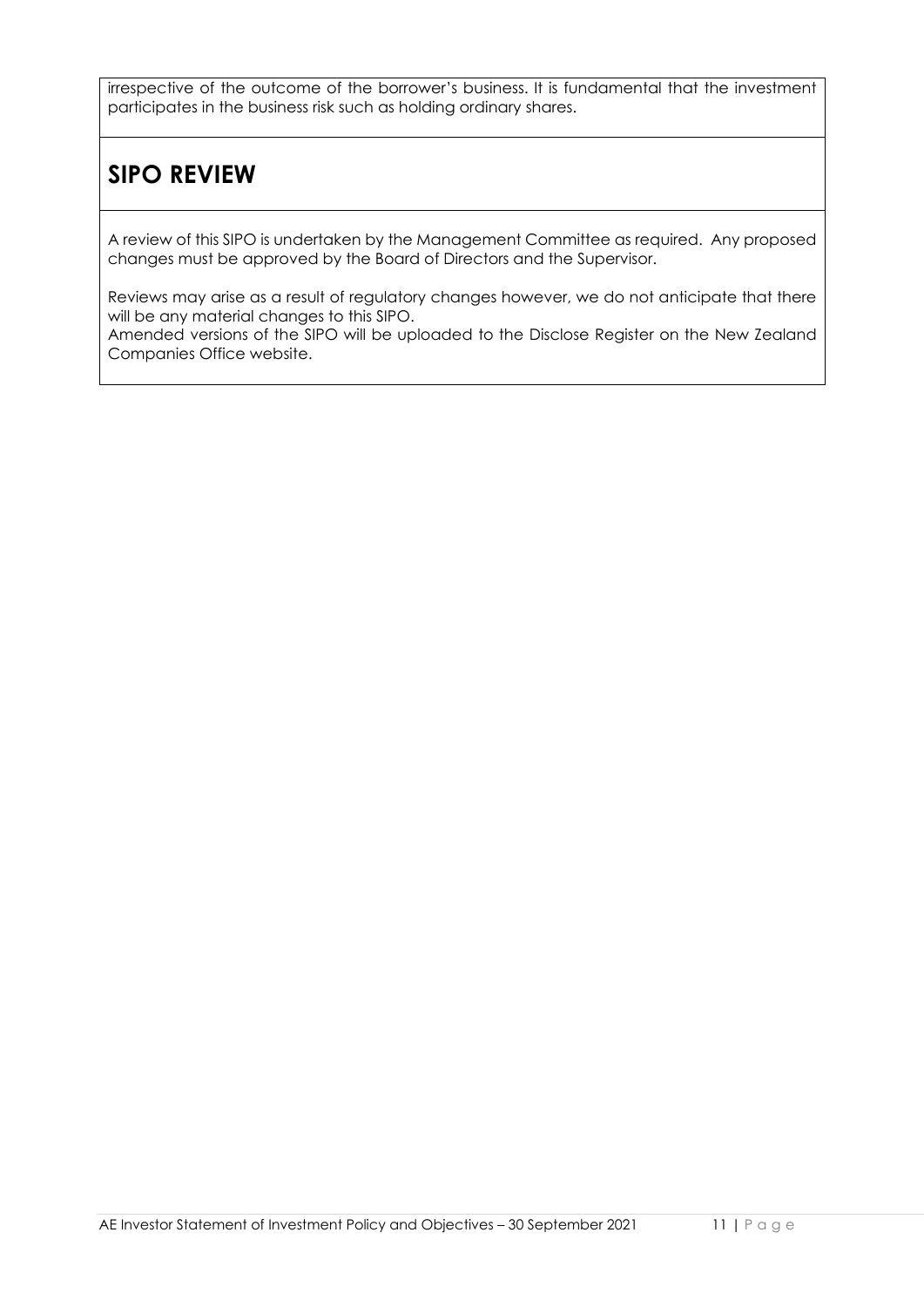irrespective of the outcome of the borrower's business. It is fundamental that the investment participates in the business risk such as holding ordinary shares.

## SIPO REVIEW

A review of this SIPO is undertaken by the Management Committee as required. Any proposed changes must be approved by the Board of Directors and the Supervisor.

Reviews may arise as a result of regulatory changes however, we do not anticipate that there will be any material changes to this SIPO.
Amended versions of the SIPO will be uploaded to the Disclose Register on the New Zealand Companies Office website.